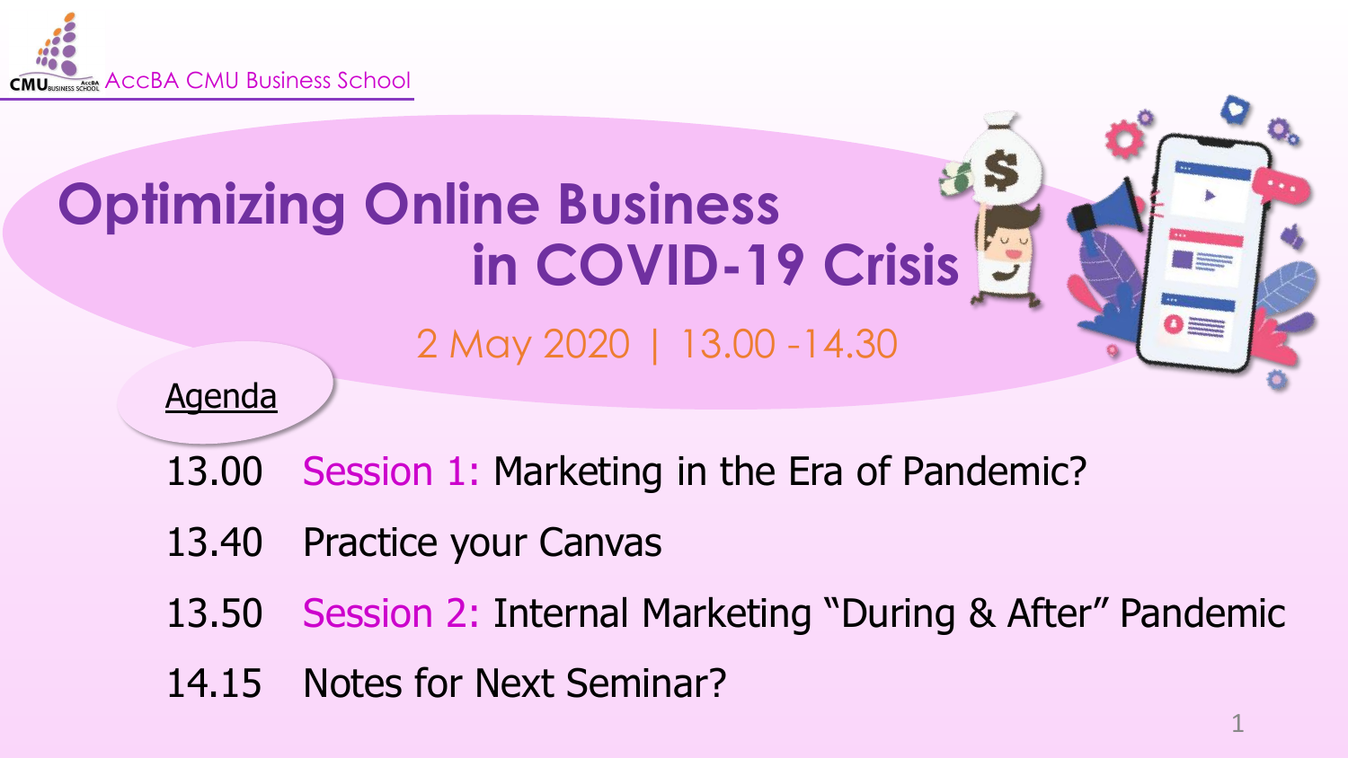AccBA CMU Business School

# Optimizing Online Business in COVID-19 Crisis

2 May 2020 | 13.00 -14.30

## Agenda

13.00 Session 1: Marketing in the Era of Pandemic?

13.40 Practice your Canvas

13.50 Session 2: Internal Marketing "During & After" Pandemic

14.15 Notes for Next Seminar?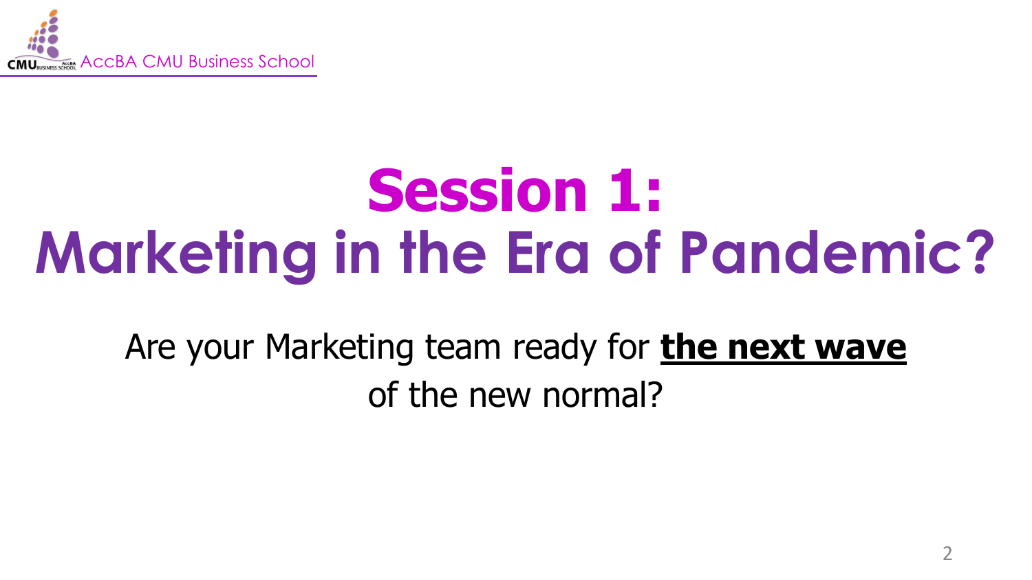# Session 1: Marketing in the Era of Pandemic?

Are your Marketing team ready for **<u>the next wave</u>** of the new normal?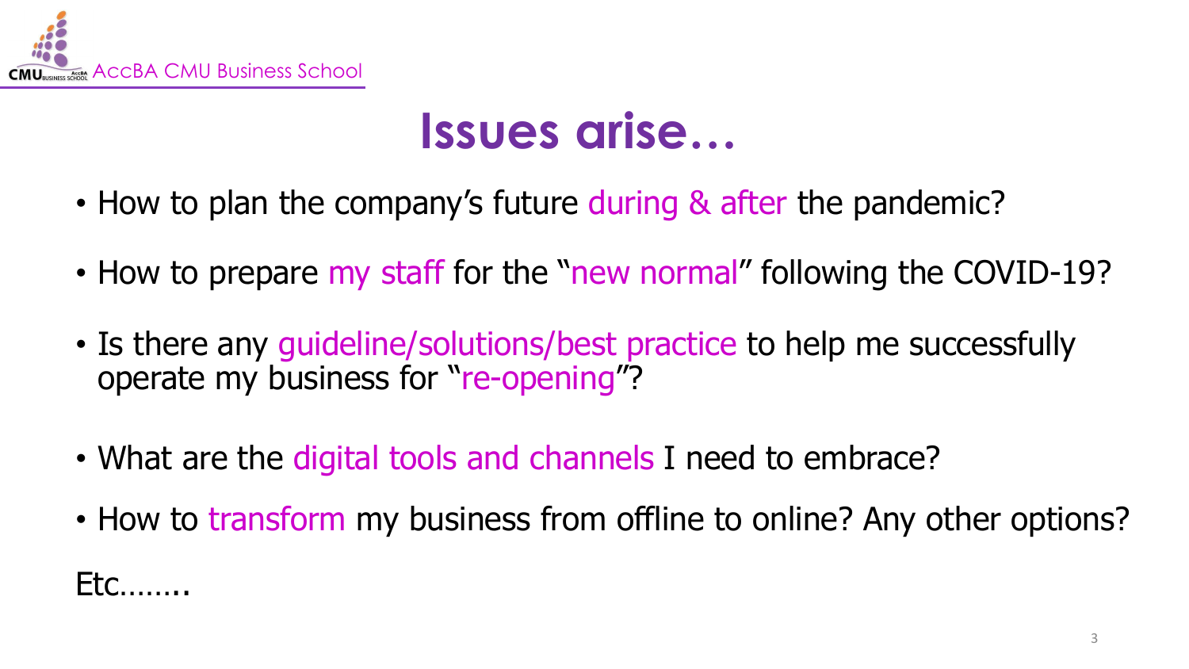# Issues arise…

- How to plan the company's future during & after the pandemic?
- How to prepare my staff for the "new normal" following the COVID-19?
- Is there any guideline/solutions/best practice to help me successfully operate my business for "re-opening"?
- What are the digital tools and channels I need to embrace?
- How to transform my business from offline to online? Any other options?

Etc……..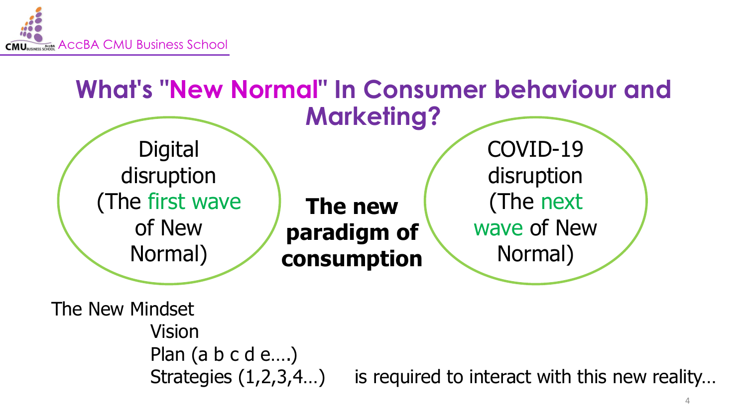# What's "New Normal" In Consumer behaviour and Marketing?

Digital disruption (The first wave of New Normal)

**The new paradigm of consumption**

COVID-19 disruption (The next wave of New Normal)

The New Mindset

- Vision
- Plan (a b c d e….)
- Strategies (1,2,3,4…)

is required to interact with this new reality…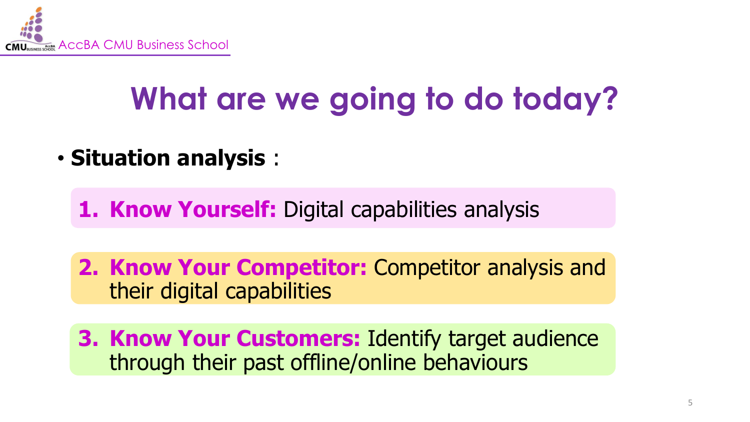# What are we going to do today?

- **Situation analysis** :

1. **Know Yourself:** Digital capabilities analysis
2. **Know Your Competitor:** Competitor analysis and their digital capabilities
3. **Know Your Customers:** Identify target audience through their past offline/online behaviours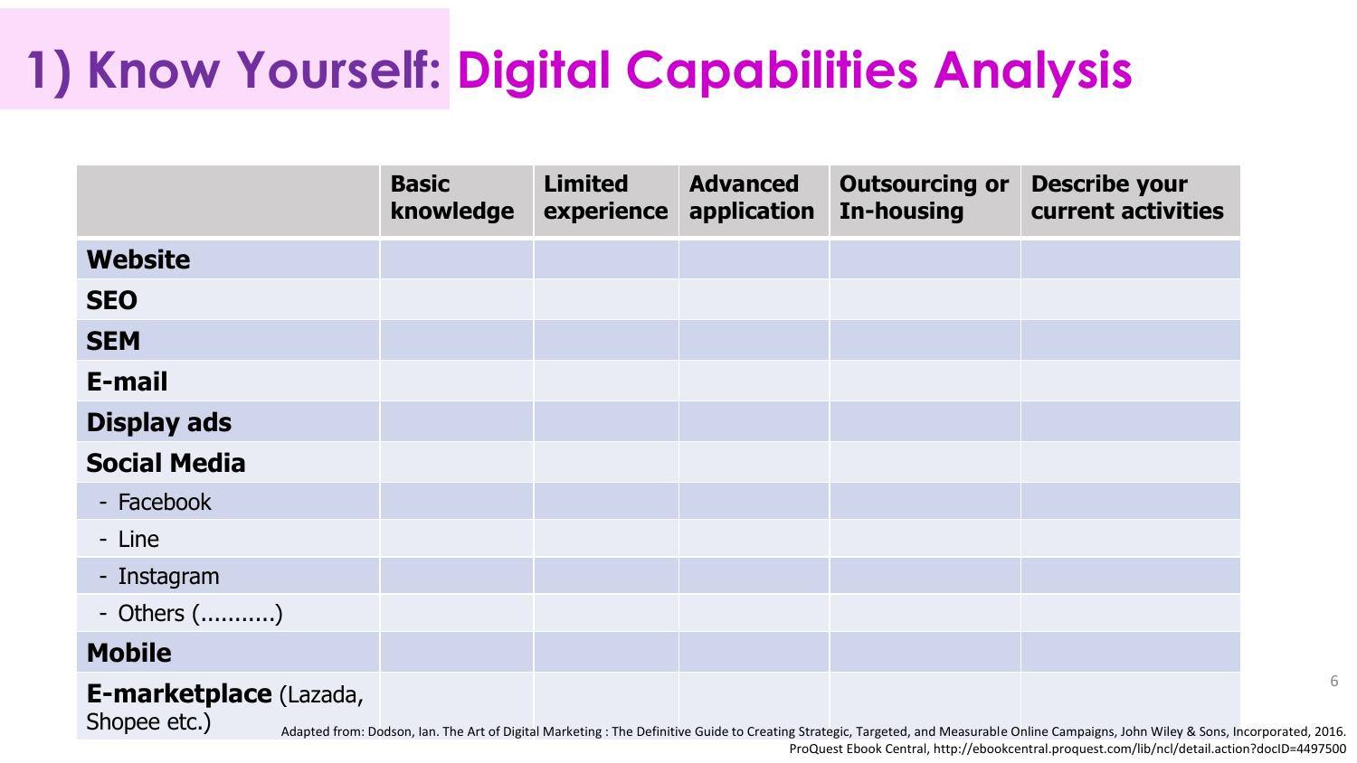# 1) Know Yourself: Digital Capabilities Analysis

| | Basic knowledge | Limited experience | Advanced application | Outsourcing or In-housing | Describe your current activities |
|---|---|---|---|---|---|
| **Website** | | | | | |
| **SEO** | | | | | |
| **SEM** | | | | | |
| **E-mail** | | | | | |
| **Display ads** | | | | | |
| **Social Media** | | | | | |
| - Facebook | | | | | |
| - Line | | | | | |
| - Instagram | | | | | |
| - Others (...........) | | | | | |
| **Mobile** | | | | | |
| **E-marketplace** (Lazada, Shopee etc.) | | | | | |

Adapted from: Dodson, Ian. The Art of Digital Marketing : The Definitive Guide to Creating Strategic, Targeted, and Measurable Online Campaigns, John Wiley & Sons, Incorporated, 2016. ProQuest Ebook Central, http://ebookcentral.proquest.com/lib/ncl/detail.action?docID=4497500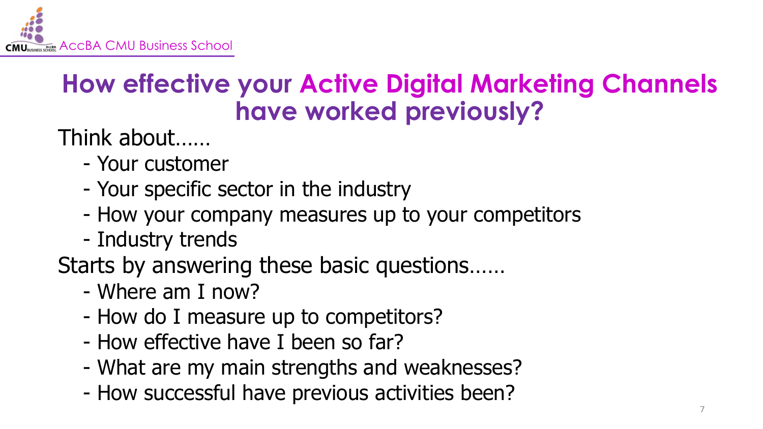# How effective your Active Digital Marketing Channels have worked previously?

Think about……

- Your customer
- Your specific sector in the industry
- How your company measures up to your competitors
- Industry trends

Starts by answering these basic questions……

- Where am I now?
- How do I measure up to competitors?
- How effective have I been so far?
- What are my main strengths and weaknesses?
- How successful have previous activities been?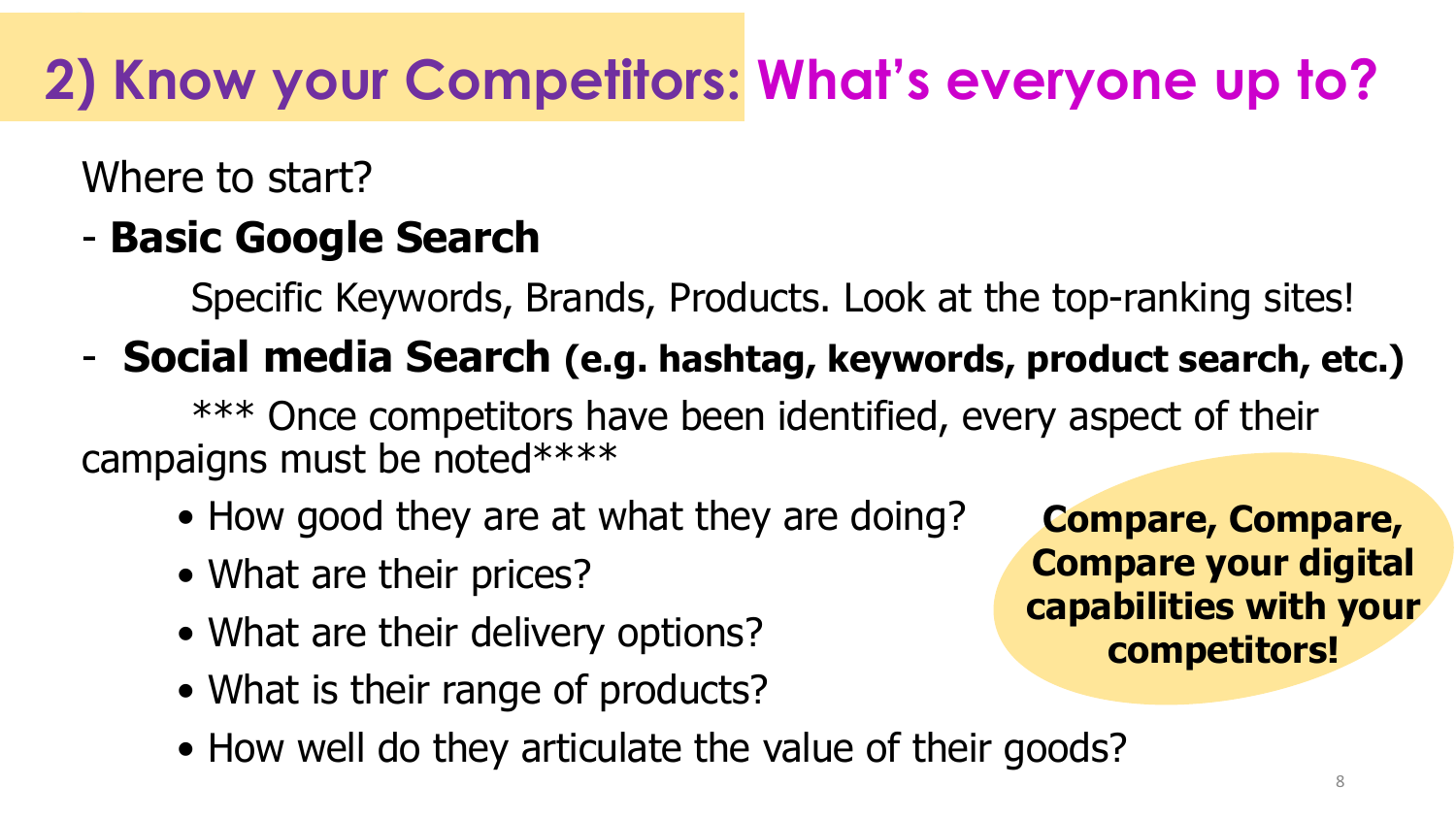# 2) Know your Competitors: What's everyone up to?

Where to start?

- **Basic Google Search**

  Specific Keywords, Brands, Products. Look at the top-ranking sites!

- **Social media Search (e.g. hashtag, keywords, product search, etc.)**

*** Once competitors have been identified, every aspect of their campaigns must be noted****

- How good they are at what they are doing?
- What are their prices?
- What are their delivery options?
- What is their range of products?
- How well do they articulate the value of their goods?

**Compare, Compare, Compare your digital capabilities with your competitors!**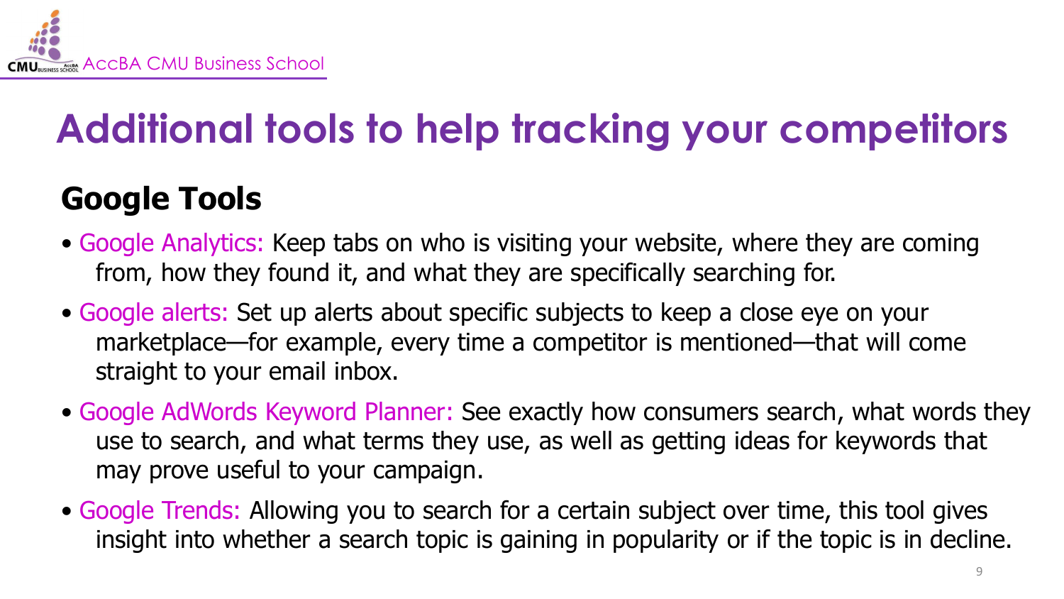# Additional tools to help tracking your competitors

## Google Tools

- Google Analytics: Keep tabs on who is visiting your website, where they are coming from, how they found it, and what they are specifically searching for.
- Google alerts: Set up alerts about specific subjects to keep a close eye on your marketplace—for example, every time a competitor is mentioned—that will come straight to your email inbox.
- Google AdWords Keyword Planner: See exactly how consumers search, what words they use to search, and what terms they use, as well as getting ideas for keywords that may prove useful to your campaign.
- Google Trends: Allowing you to search for a certain subject over time, this tool gives insight into whether a search topic is gaining in popularity or if the topic is in decline.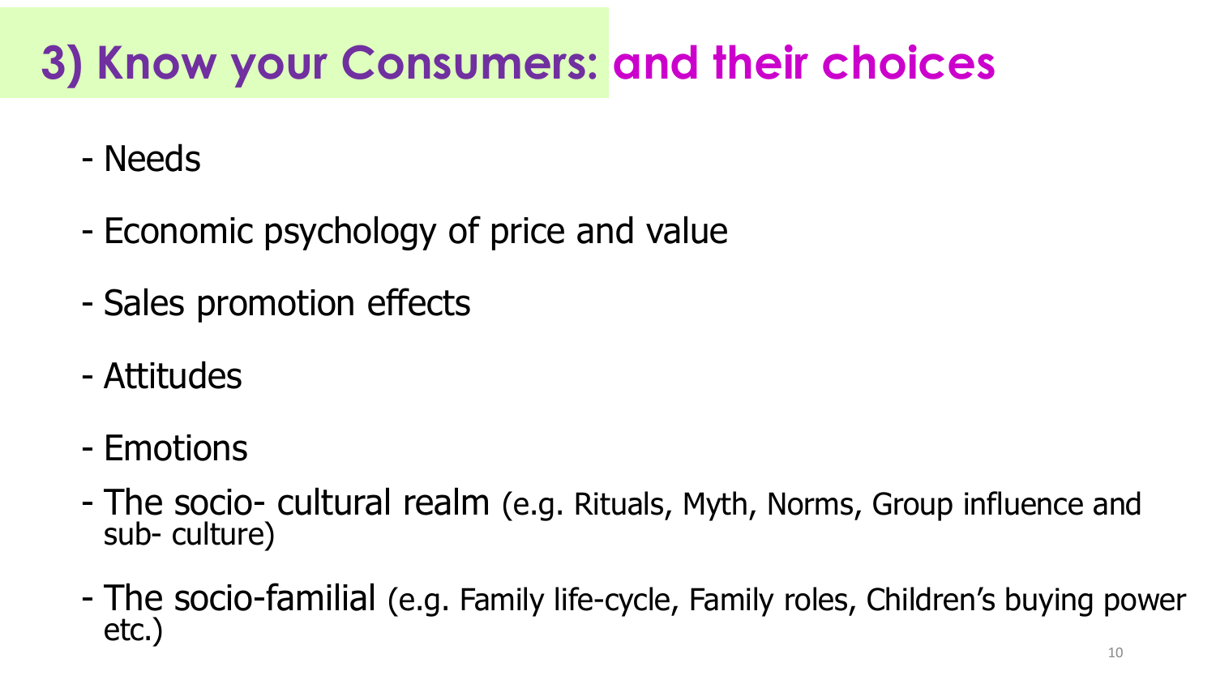# 3) Know your Consumers: and their choices

- Needs
- Economic psychology of price and value
- Sales promotion effects
- Attitudes
- Emotions
- The socio- cultural realm (e.g. Rituals, Myth, Norms, Group influence and sub- culture)
- The socio-familial (e.g. Family life-cycle, Family roles, Children's buying power etc.)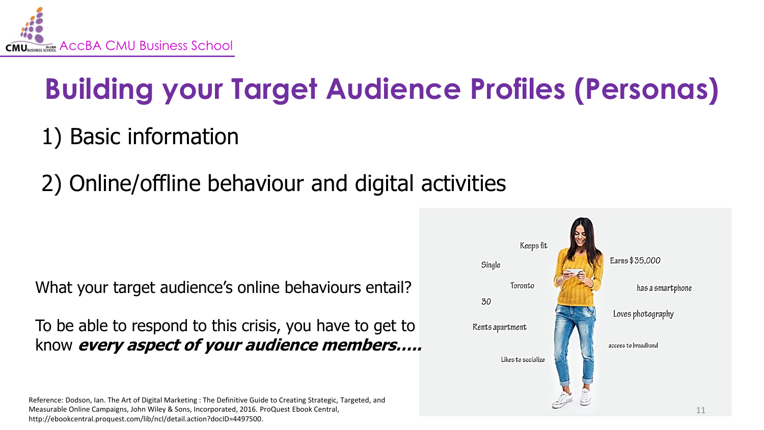# Building your Target Audience Profiles (Personas)

1) Basic information

2) Online/offline behaviour and digital activities

What your target audience's online behaviours entail?

To be able to respond to this crisis, you have to get to know ***every aspect of your audience members…..***

Keeps fit

Single

Toronto

30

Rents apartment

Likes to socialize

Earns $35,000

has a smartphone

Loves photography

access to broadband

Reference: Dodson, Ian. The Art of Digital Marketing : The Definitive Guide to Creating Strategic, Targeted, and Measurable Online Campaigns, John Wiley & Sons, Incorporated, 2016. ProQuest Ebook Central, http://ebookcentral.proquest.com/lib/ncl/detail.action?docID=4497500.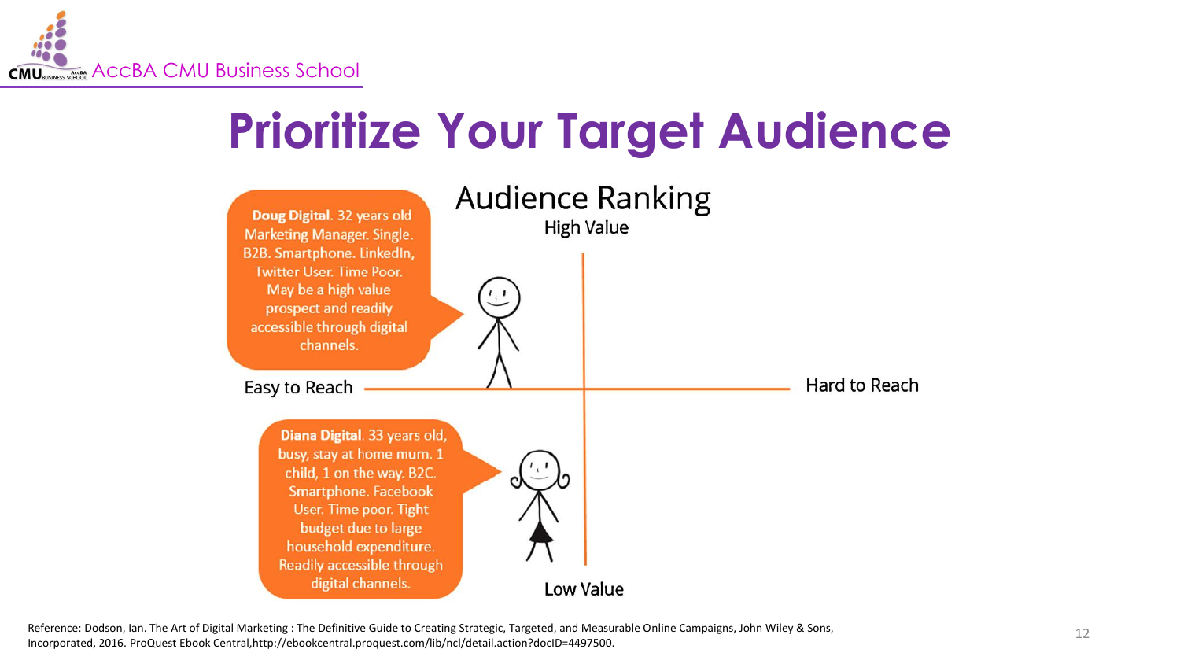# Prioritize Your Target Audience

Audience Ranking

High Value

Easy to Reach

Hard to Reach

Low Value

**Doug Digital**. 32 years old Marketing Manager. Single. B2B. Smartphone. LinkedIn, Twitter User. Time Poor. May be a high value prospect and readily accessible through digital channels.

**Diana Digital**. 33 years old, busy, stay at home mum. 1 child, 1 on the way. B2C. Smartphone. Facebook User. Time poor. Tight budget due to large household expenditure. Readily accessible through digital channels.

Reference: Dodson, Ian. The Art of Digital Marketing : The Definitive Guide to Creating Strategic, Targeted, and Measurable Online Campaigns, John Wiley & Sons, Incorporated, 2016. ProQuest Ebook Central,http://ebookcentral.proquest.com/lib/ncl/detail.action?docID=4497500.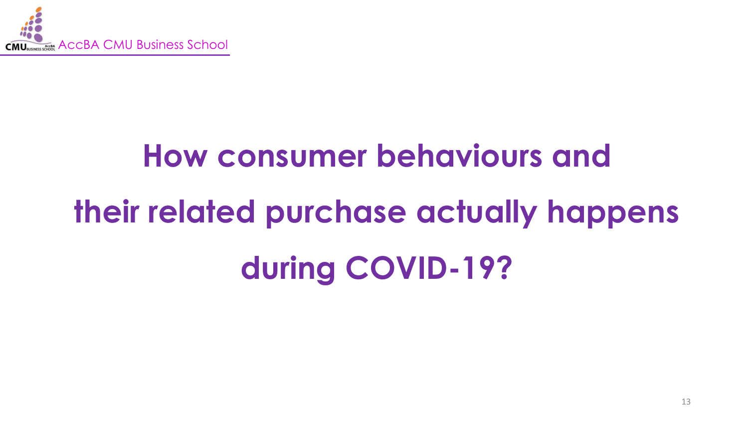# How consumer behaviours and their related purchase actually happens during COVID-19?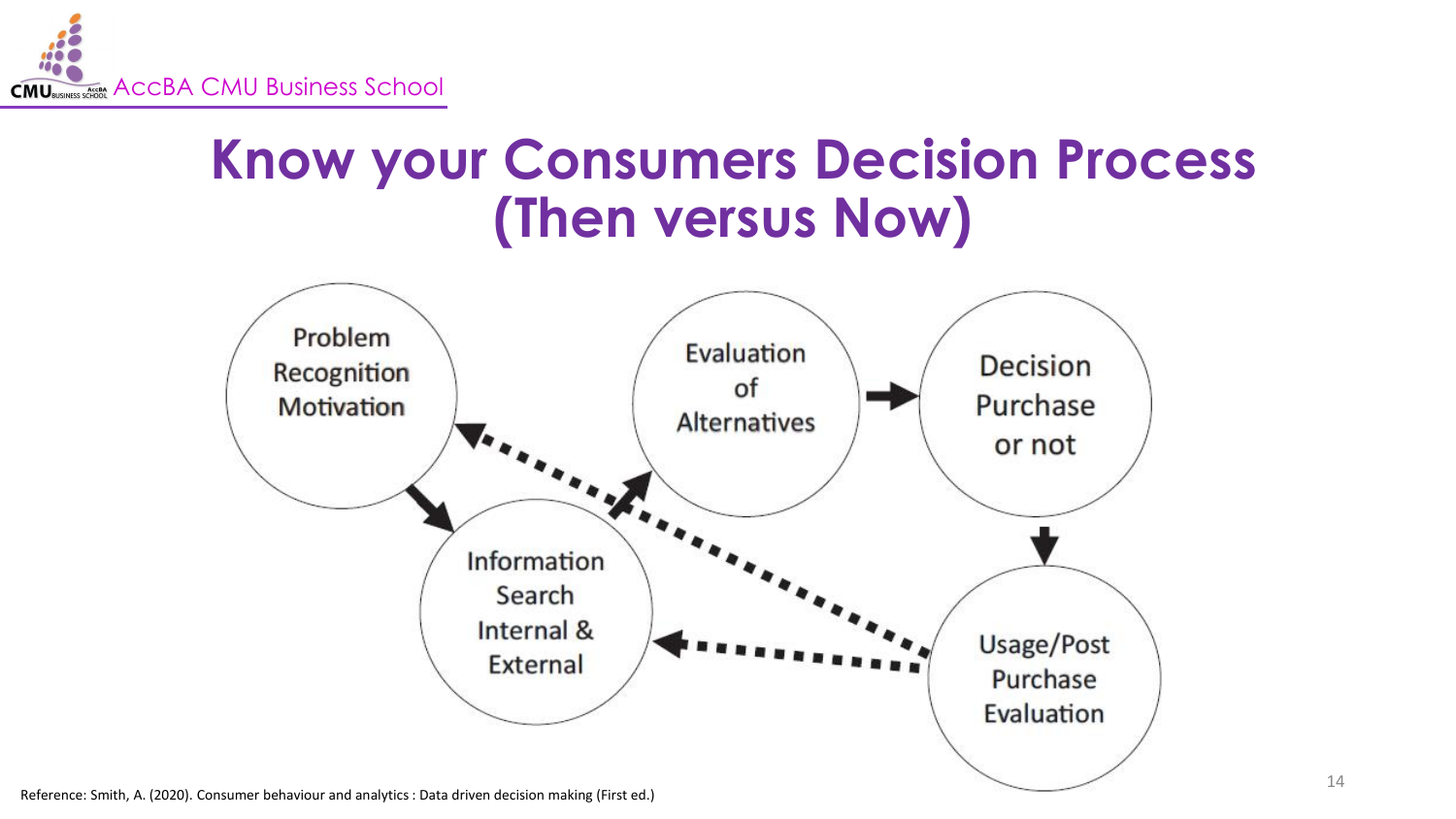# Know your Consumers Decision Process (Then versus Now)

Problem Recognition Motivation

Information Search Internal & External

Evaluation of Alternatives

Decision Purchase or not

Usage/Post Purchase Evaluation

Reference: Smith, A. (2020). Consumer behaviour and analytics : Data driven decision making (First ed.)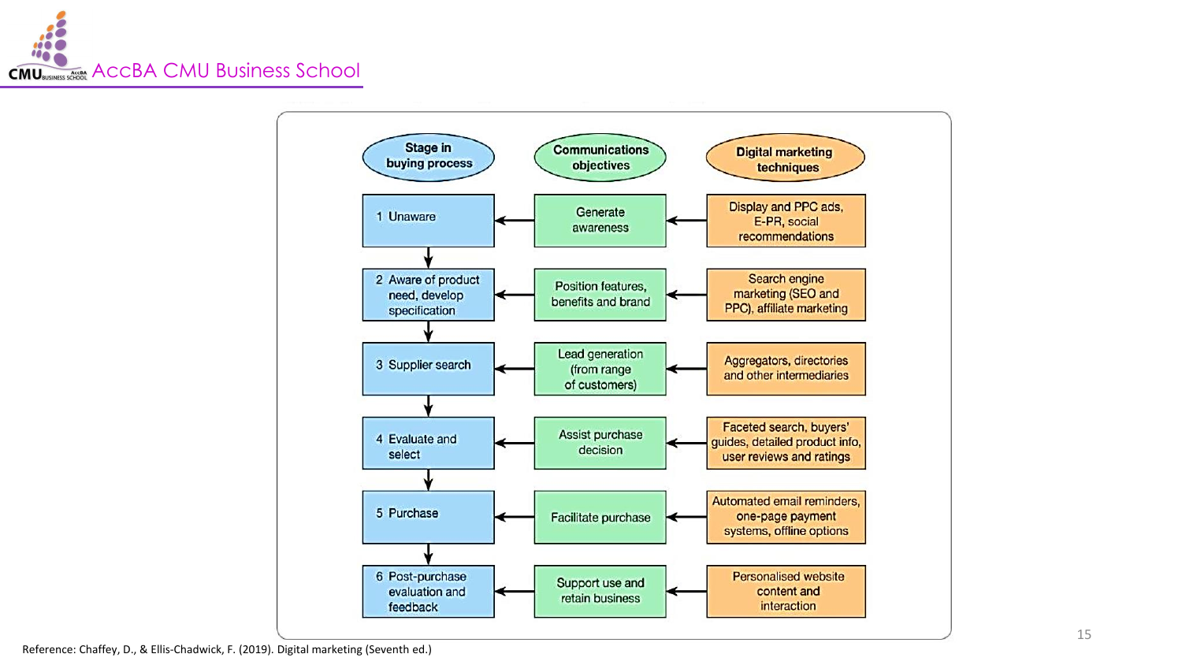Stage in buying process

Communications objectives

Digital marketing techniques

1 Unaware

Generate awareness

Display and PPC ads, E-PR, social recommendations

2 Aware of product need, develop specification

Position features, benefits and brand

Search engine marketing (SEO and PPC), affiliate marketing

3 Supplier search

Lead generation (from range of customers)

Aggregators, directories and other intermediaries

4 Evaluate and select

Assist purchase decision

Faceted search, buyers' guides, detailed product info, user reviews and ratings

5 Purchase

Facilitate purchase

Automated email reminders, one-page payment systems, offline options

6 Post-purchase evaluation and feedback

Support use and retain business

Personalised website content and interaction

Reference: Chaffey, D., & Ellis-Chadwick, F. (2019). Digital marketing (Seventh ed.)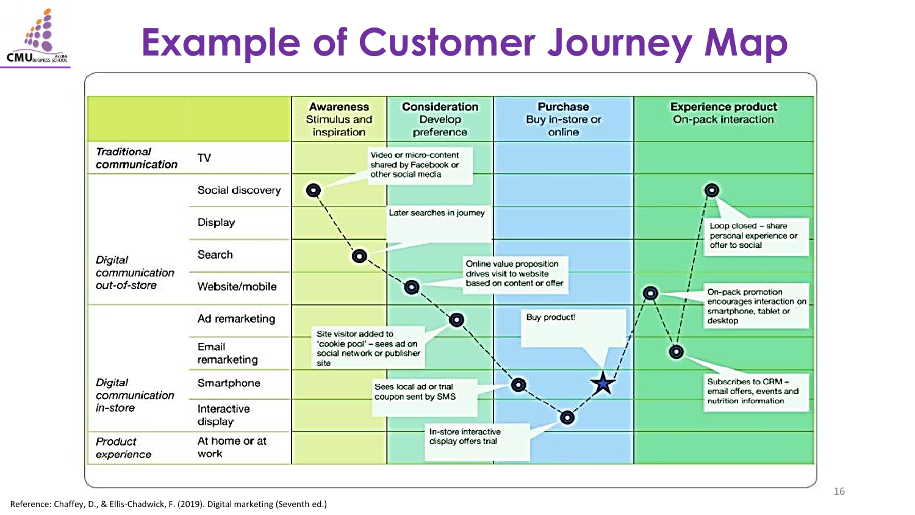# Example of Customer Journey Map

Awareness
Stimulus and inspiration

Consideration
Develop preference

Purchase
Buy in-store or online

Experience product
On-pack interaction

Traditional communication
TV

Digital communication out-of-store
Social discovery
Display
Search
Website/mobile
Ad remarketing
Email remarketing

Digital communication in-store
Smartphone
Interactive display

Product experience
At home or at work

Video or micro-content shared by Facebook or other social media

Later searches in journey

Online value proposition drives visit to website based on content or offer

Site visitor added to 'cookie pool' – sees ad on social network or publisher site

Buy product!

Sees local ad or trial coupon sent by SMS

In-store interactive display offers trial

Loop closed – share personal experience or offer to social

On-pack promotion encourages interaction on smartphone, tablet or desktop

Subscribes to CRM – email offers, events and nutrition information

Reference: Chaffey, D., & Ellis-Chadwick, F. (2019). Digital marketing (Seventh ed.)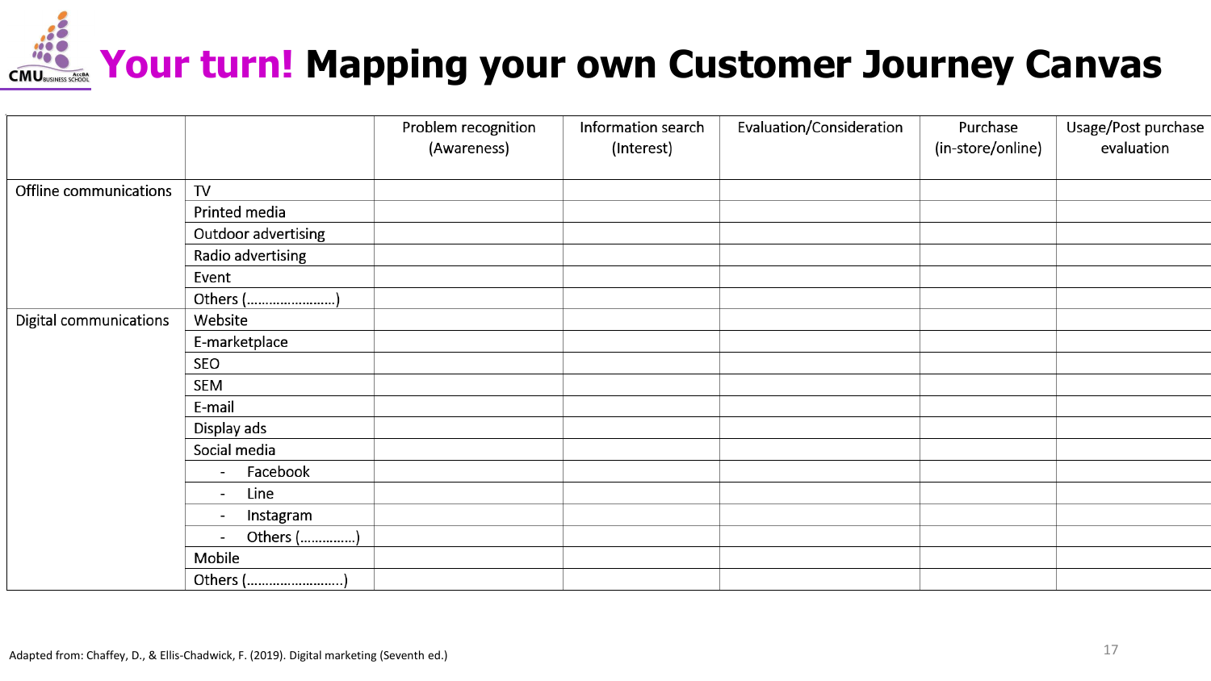# Your turn! Mapping your own Customer Journey Canvas

| | | Problem recognition (Awareness) | Information search (Interest) | Evaluation/Consideration | Purchase (in-store/online) | Usage/Post purchase evaluation |
|---|---|---|---|---|---|---|
| Offline communications | TV | | | | | |
| | Printed media | | | | | |
| | Outdoor advertising | | | | | |
| | Radio advertising | | | | | |
| | Event | | | | | |
| | Others (……………………) | | | | | |
| Digital communications | Website | | | | | |
| | E-marketplace | | | | | |
| | SEO | | | | | |
| | SEM | | | | | |
| | E-mail | | | | | |
| | Display ads | | | | | |
| | Social media | | | | | |
| | - Facebook | | | | | |
| | - Line | | | | | |
| | - Instagram | | | | | |
| | - Others (……………) | | | | | |
| | Mobile | | | | | |
| | Others (……………………..) | | | | | |

Adapted from: Chaffey, D., & Ellis-Chadwick, F. (2019). Digital marketing (Seventh ed.)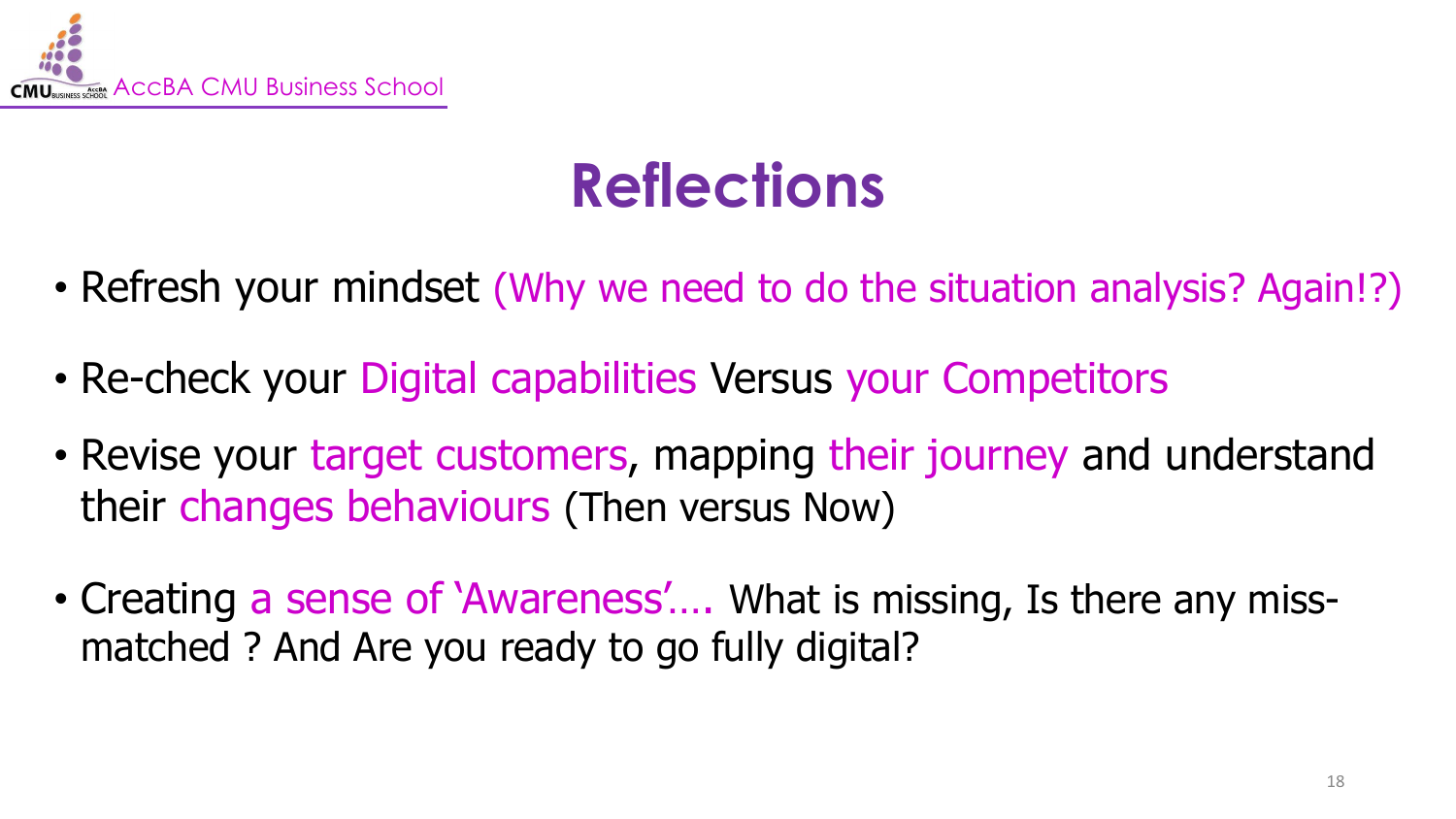# Reflections

- Refresh your mindset (Why we need to do the situation analysis? Again!?)
- Re-check your Digital capabilities Versus your Competitors
- Revise your target customers, mapping their journey and understand their changes behaviours (Then versus Now)
- Creating a sense of 'Awareness'…. What is missing, Is there any miss-matched ? And Are you ready to go fully digital?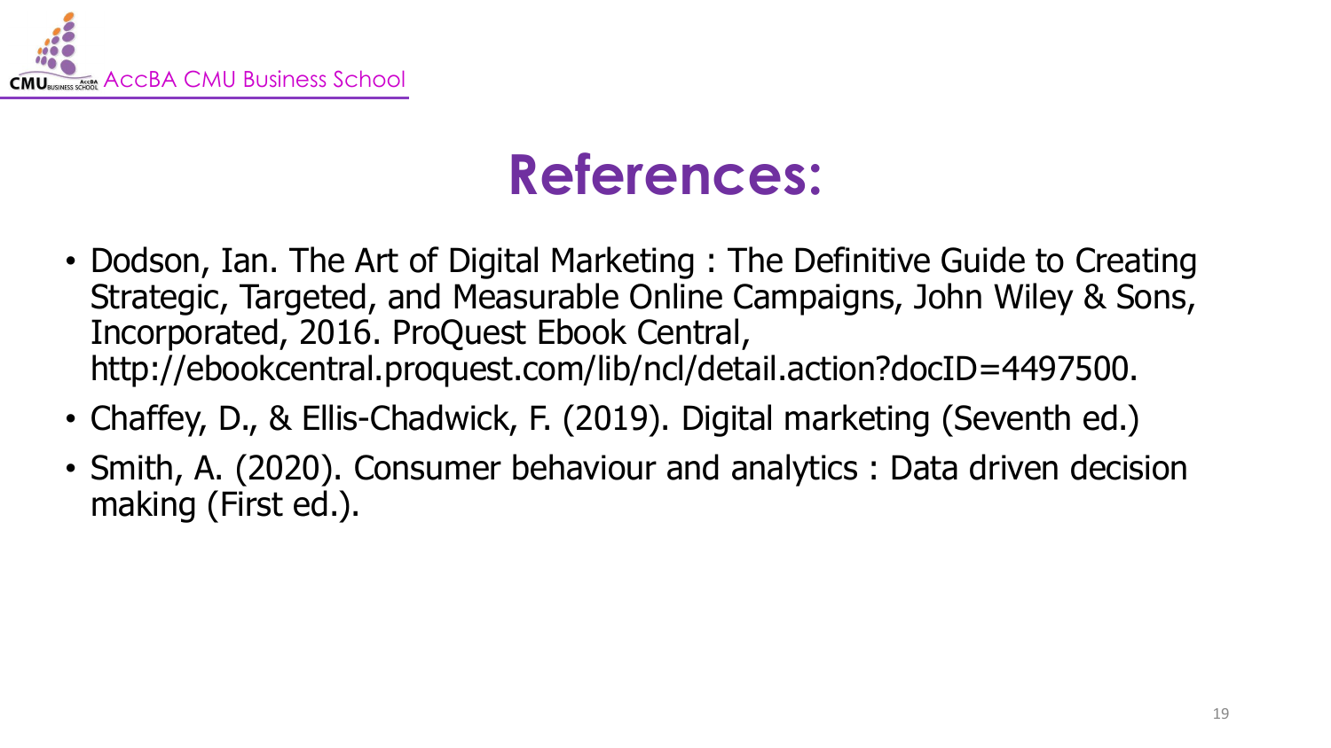# References:

- Dodson, Ian. The Art of Digital Marketing : The Definitive Guide to Creating Strategic, Targeted, and Measurable Online Campaigns, John Wiley & Sons, Incorporated, 2016. ProQuest Ebook Central, http://ebookcentral.proquest.com/lib/ncl/detail.action?docID=4497500.
- Chaffey, D., & Ellis-Chadwick, F. (2019). Digital marketing (Seventh ed.)
- Smith, A. (2020). Consumer behaviour and analytics : Data driven decision making (First ed.).